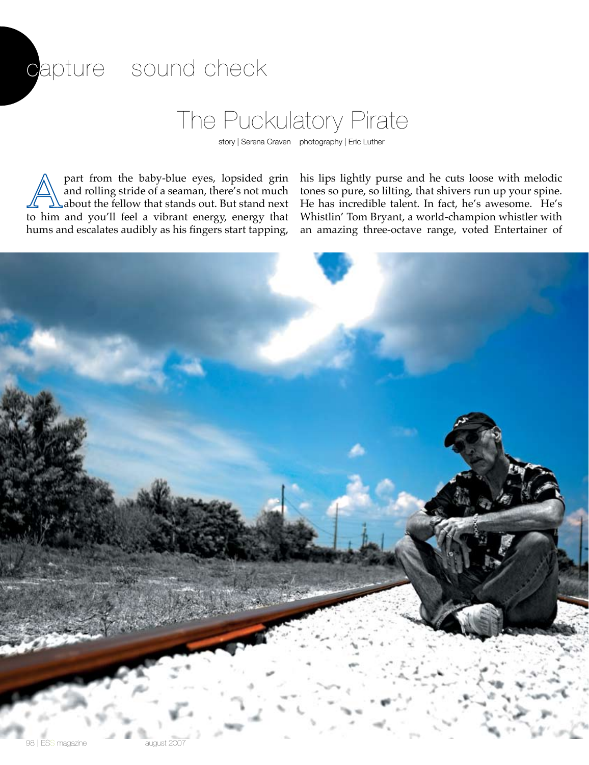capture sound check

# The Puckulatory Pirate

story | Serena Craven photography | Eric Luther

Apart from the baby-blue eyes, lopsided grin and rolling stride of a seaman, there's not much about the fellow that stands out. But stand next to him and you'll feel a vibrant energy, energy that hums and escalates audibly as his fingers start tapping, his lips lightly purse and he cuts loose with melodic tones so pure, so lilting, that shivers run up your spine. He has incredible talent. In fact, he's awesome. He's Whistlin' Tom Bryant, a world-champion whistler with an amazing three-octave range, voted Entertainer of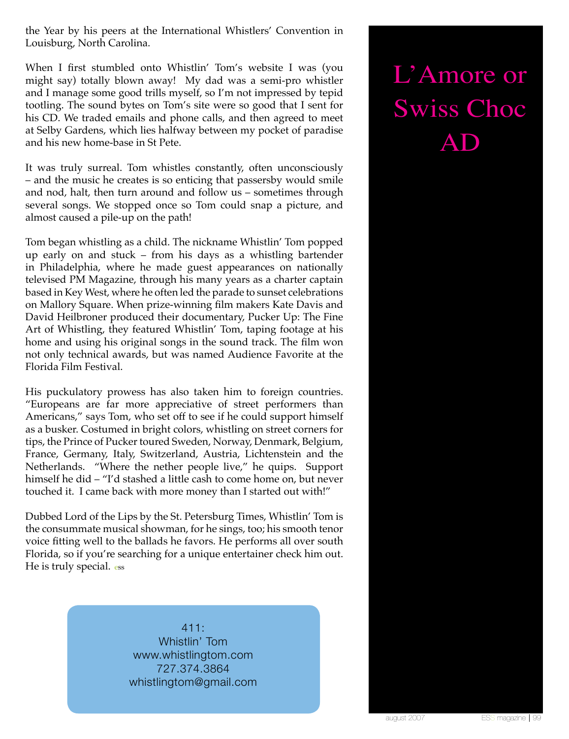the Year by his peers at the International Whistlers' Convention in Louisburg, North Carolina.

When I first stumbled onto Whistlin' Tom's website I was (you might say) totally blown away! My dad was a semi-pro whistler and I manage some good trills myself, so I'm not impressed by tepid tootling. The sound bytes on Tom's site were so good that I sent for his CD. We traded emails and phone calls, and then agreed to meet at Selby Gardens, which lies halfway between my pocket of paradise and his new home-base in St Pete.

It was truly surreal. Tom whistles constantly, often unconsciously – and the music he creates is so enticing that passersby would smile and nod, halt, then turn around and follow us – sometimes through several songs. We stopped once so Tom could snap a picture, and almost caused a pile-up on the path!

Tom began whistling as a child. The nickname Whistlin' Tom popped up early on and stuck – from his days as a whistling bartender in Philadelphia, where he made guest appearances on nationally televised PM Magazine, through his many years as a charter captain based in Key West, where he often led the parade to sunset celebrations on Mallory Square. When prize-winning film makers Kate Davis and David Heilbroner produced their documentary, Pucker Up: The Fine Art of Whistling, they featured Whistlin' Tom, taping footage at his home and using his original songs in the sound track. The film won not only technical awards, but was named Audience Favorite at the Florida Film Festival.

His puckulatory prowess has also taken him to foreign countries. "Europeans are far more appreciative of street performers than Americans," says Tom, who set off to see if he could support himself as a busker. Costumed in bright colors, whistling on street corners for tips, the Prince of Pucker toured Sweden, Norway, Denmark, Belgium, France, Germany, Italy, Switzerland, Austria, Lichtenstein and the Netherlands. "Where the nether people live," he quips. Support himself he did – "I'd stashed a little cash to come home on, but never touched it. I came back with more money than I started out with!"

Dubbed Lord of the Lips by the St. Petersburg Times, Whistlin' Tom is the consummate musical showman, for he sings, too; his smooth tenor voice fitting well to the ballads he favors. He performs all over south Florida, so if you're searching for a unique entertainer check him out. He is truly special. ess

411:
Whistlin' Tom
www.whistlingtom.com
727.374.3864
whistlingtom@gmail.com

L'Amore or Swiss Choc AD